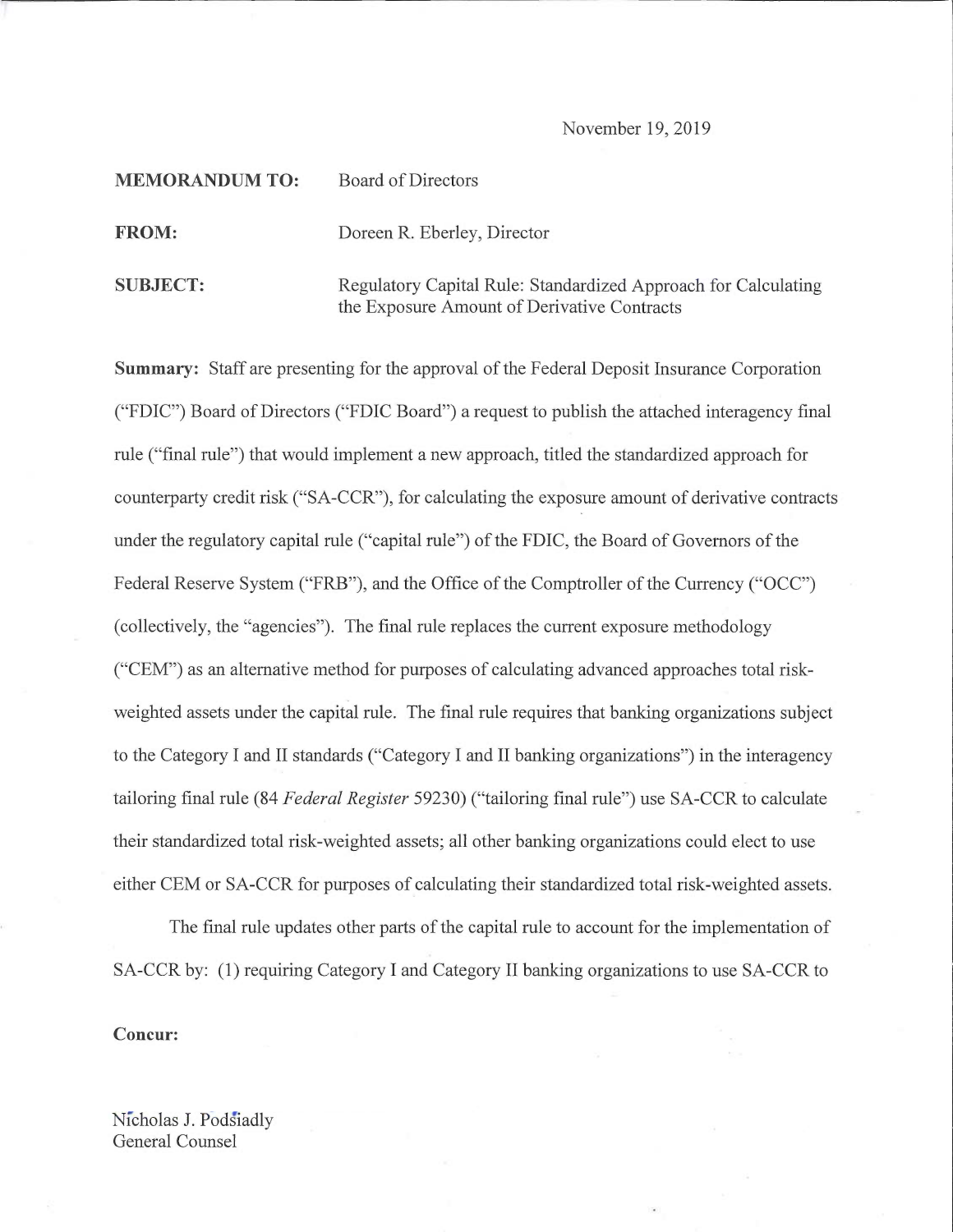November 19, 2019

**MEMORANDUM TO:** Board of Directors

**FROM:** Doreen R. Eberley, Director

**SUBJECT:** Regulatory Capital Rule: Standardized Approach for Calculating the Exposure Amount of Derivative Contracts

**Summary:** Staff are presenting for the approval of the Federal Deposit Insurance Corporation ("FDIC") Board of Directors ("FDIC Board") a request to publish the attached interagency final rule ("final rule") that would implement a new approach, titled the standardized approach for counterparty credit risk ("SA-CCR"), for calculating the exposure amount of derivative contracts under the regulatory capital rule ("capital rule") of the FDIC, the Board of Governors of the Federal Reserve System ("FRB"), and the Office of the Comptroller of the Currency ("OCC") (collectively, the "agencies"). The final rule replaces the current exposure methodology ("CEM") as an alternative method for purposes of calculating advanced approaches total risk-weighted assets under the capital rule. The final rule requires that banking organizations subject to the Category I and II standards ("Category I and II banking organizations") in the interagency tailoring final rule (84 *Federal Register* 59230) ("tailoring final rule") use SA-CCR to calculate their standardized total risk-weighted assets; all other banking organizations could elect to use either CEM or SA-CCR for purposes of calculating their standardized total risk-weighted assets.

The final rule updates other parts of the capital rule to account for the implementation of SA-CCR by: (1) requiring Category I and Category II banking organizations to use SA-CCR to

**Concur:**

Nicholas J. Podsiadly
General Counsel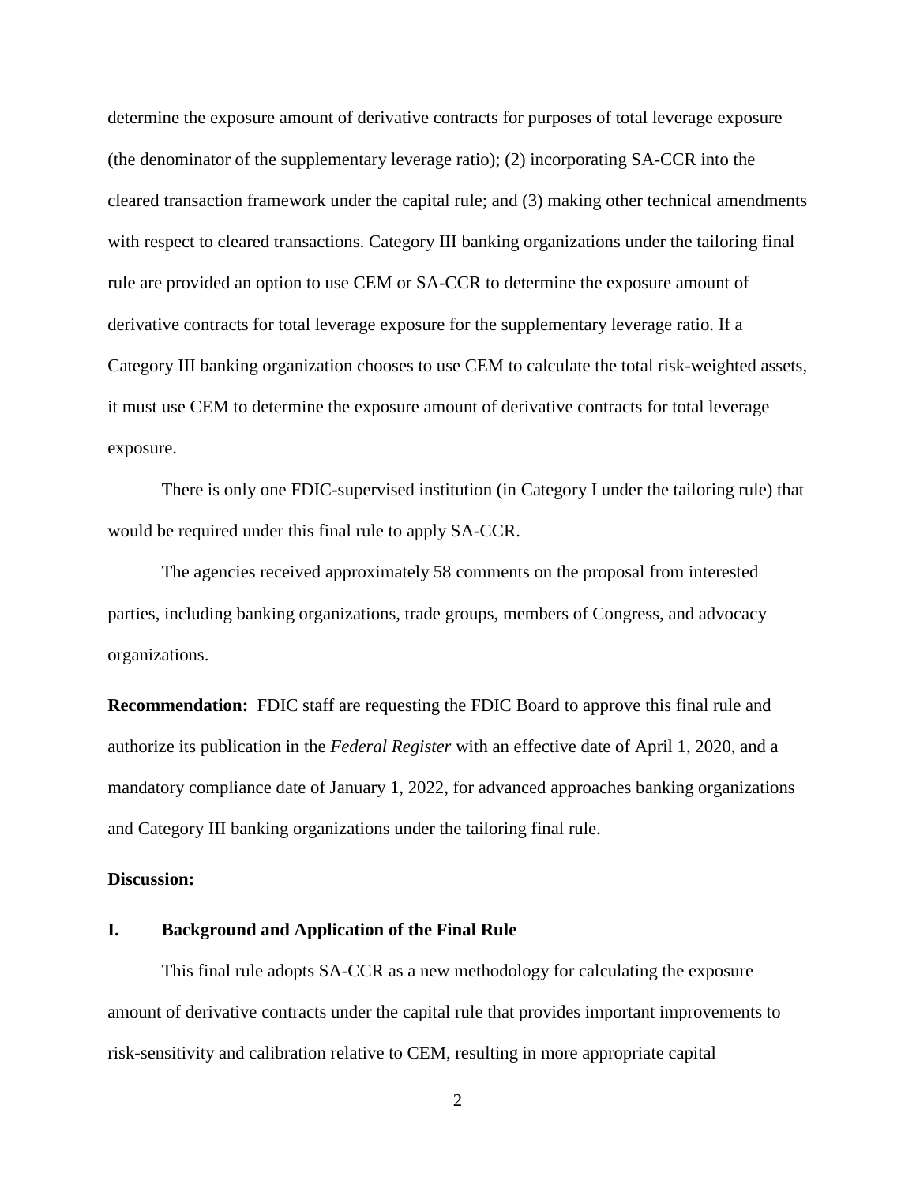determine the exposure amount of derivative contracts for purposes of total leverage exposure (the denominator of the supplementary leverage ratio); (2) incorporating SA-CCR into the cleared transaction framework under the capital rule; and (3) making other technical amendments with respect to cleared transactions. Category III banking organizations under the tailoring final rule are provided an option to use CEM or SA-CCR to determine the exposure amount of derivative contracts for total leverage exposure for the supplementary leverage ratio. If a Category III banking organization chooses to use CEM to calculate the total risk-weighted assets, it must use CEM to determine the exposure amount of derivative contracts for total leverage exposure.

There is only one FDIC-supervised institution (in Category I under the tailoring rule) that would be required under this final rule to apply SA-CCR.

The agencies received approximately 58 comments on the proposal from interested parties, including banking organizations, trade groups, members of Congress, and advocacy organizations.

**Recommendation:** FDIC staff are requesting the FDIC Board to approve this final rule and authorize its publication in the *Federal Register* with an effective date of April 1, 2020, and a mandatory compliance date of January 1, 2022, for advanced approaches banking organizations and Category III banking organizations under the tailoring final rule.

**Discussion:**

## I. Background and Application of the Final Rule

This final rule adopts SA-CCR as a new methodology for calculating the exposure amount of derivative contracts under the capital rule that provides important improvements to risk-sensitivity and calibration relative to CEM, resulting in more appropriate capital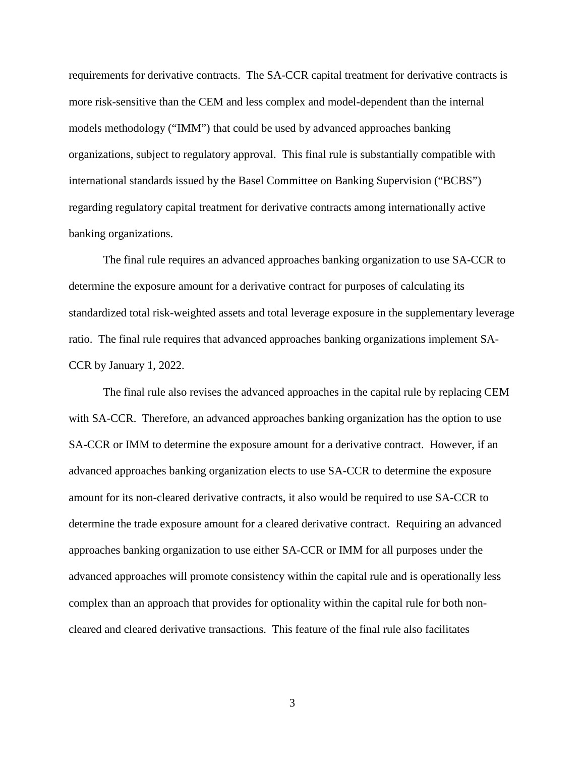requirements for derivative contracts. The SA-CCR capital treatment for derivative contracts is more risk-sensitive than the CEM and less complex and model-dependent than the internal models methodology ("IMM") that could be used by advanced approaches banking organizations, subject to regulatory approval. This final rule is substantially compatible with international standards issued by the Basel Committee on Banking Supervision ("BCBS") regarding regulatory capital treatment for derivative contracts among internationally active banking organizations.

The final rule requires an advanced approaches banking organization to use SA-CCR to determine the exposure amount for a derivative contract for purposes of calculating its standardized total risk-weighted assets and total leverage exposure in the supplementary leverage ratio. The final rule requires that advanced approaches banking organizations implement SA-CCR by January 1, 2022.

The final rule also revises the advanced approaches in the capital rule by replacing CEM with SA-CCR. Therefore, an advanced approaches banking organization has the option to use SA-CCR or IMM to determine the exposure amount for a derivative contract. However, if an advanced approaches banking organization elects to use SA-CCR to determine the exposure amount for its non-cleared derivative contracts, it also would be required to use SA-CCR to determine the trade exposure amount for a cleared derivative contract. Requiring an advanced approaches banking organization to use either SA-CCR or IMM for all purposes under the advanced approaches will promote consistency within the capital rule and is operationally less complex than an approach that provides for optionality within the capital rule for both non-cleared and cleared derivative transactions. This feature of the final rule also facilitates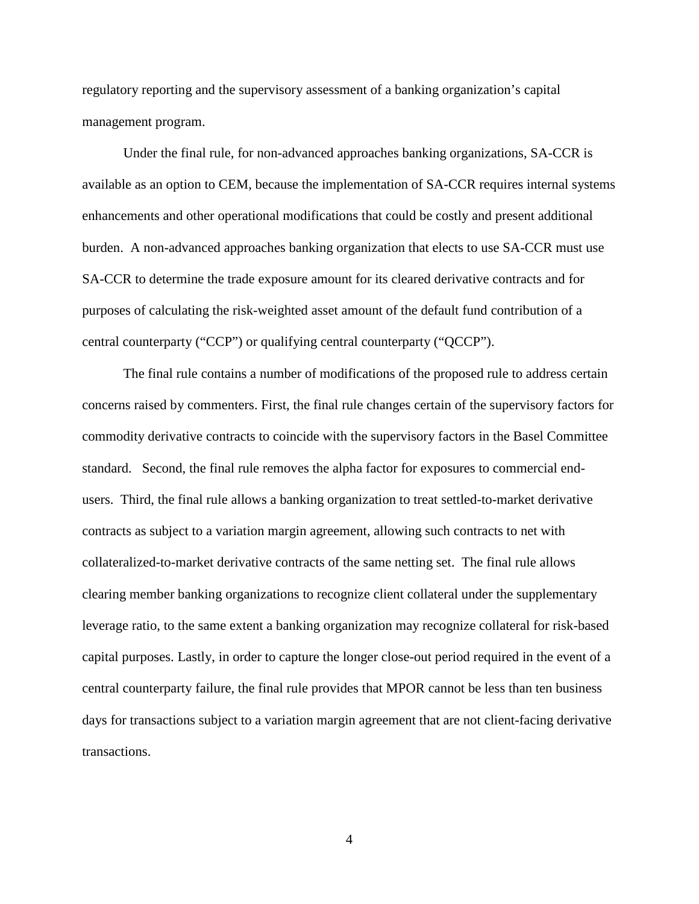regulatory reporting and the supervisory assessment of a banking organization's capital management program.

Under the final rule, for non-advanced approaches banking organizations, SA-CCR is available as an option to CEM, because the implementation of SA-CCR requires internal systems enhancements and other operational modifications that could be costly and present additional burden. A non-advanced approaches banking organization that elects to use SA-CCR must use SA-CCR to determine the trade exposure amount for its cleared derivative contracts and for purposes of calculating the risk-weighted asset amount of the default fund contribution of a central counterparty ("CCP") or qualifying central counterparty ("QCCP").

The final rule contains a number of modifications of the proposed rule to address certain concerns raised by commenters. First, the final rule changes certain of the supervisory factors for commodity derivative contracts to coincide with the supervisory factors in the Basel Committee standard. Second, the final rule removes the alpha factor for exposures to commercial end-users. Third, the final rule allows a banking organization to treat settled-to-market derivative contracts as subject to a variation margin agreement, allowing such contracts to net with collateralized-to-market derivative contracts of the same netting set. The final rule allows clearing member banking organizations to recognize client collateral under the supplementary leverage ratio, to the same extent a banking organization may recognize collateral for risk-based capital purposes. Lastly, in order to capture the longer close-out period required in the event of a central counterparty failure, the final rule provides that MPOR cannot be less than ten business days for transactions subject to a variation margin agreement that are not client-facing derivative transactions.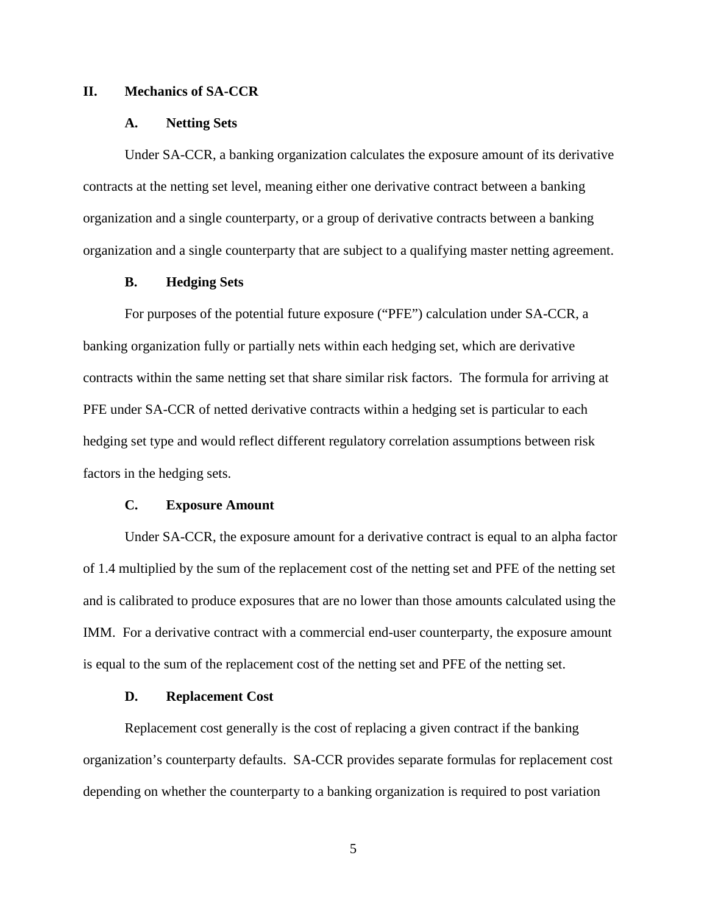## II. Mechanics of SA-CCR

### A. Netting Sets

Under SA-CCR, a banking organization calculates the exposure amount of its derivative contracts at the netting set level, meaning either one derivative contract between a banking organization and a single counterparty, or a group of derivative contracts between a banking organization and a single counterparty that are subject to a qualifying master netting agreement.

### B. Hedging Sets

For purposes of the potential future exposure ("PFE") calculation under SA-CCR, a banking organization fully or partially nets within each hedging set, which are derivative contracts within the same netting set that share similar risk factors. The formula for arriving at PFE under SA-CCR of netted derivative contracts within a hedging set is particular to each hedging set type and would reflect different regulatory correlation assumptions between risk factors in the hedging sets.

### C. Exposure Amount

Under SA-CCR, the exposure amount for a derivative contract is equal to an alpha factor of 1.4 multiplied by the sum of the replacement cost of the netting set and PFE of the netting set and is calibrated to produce exposures that are no lower than those amounts calculated using the IMM. For a derivative contract with a commercial end-user counterparty, the exposure amount is equal to the sum of the replacement cost of the netting set and PFE of the netting set.

### D. Replacement Cost

Replacement cost generally is the cost of replacing a given contract if the banking organization's counterparty defaults. SA-CCR provides separate formulas for replacement cost depending on whether the counterparty to a banking organization is required to post variation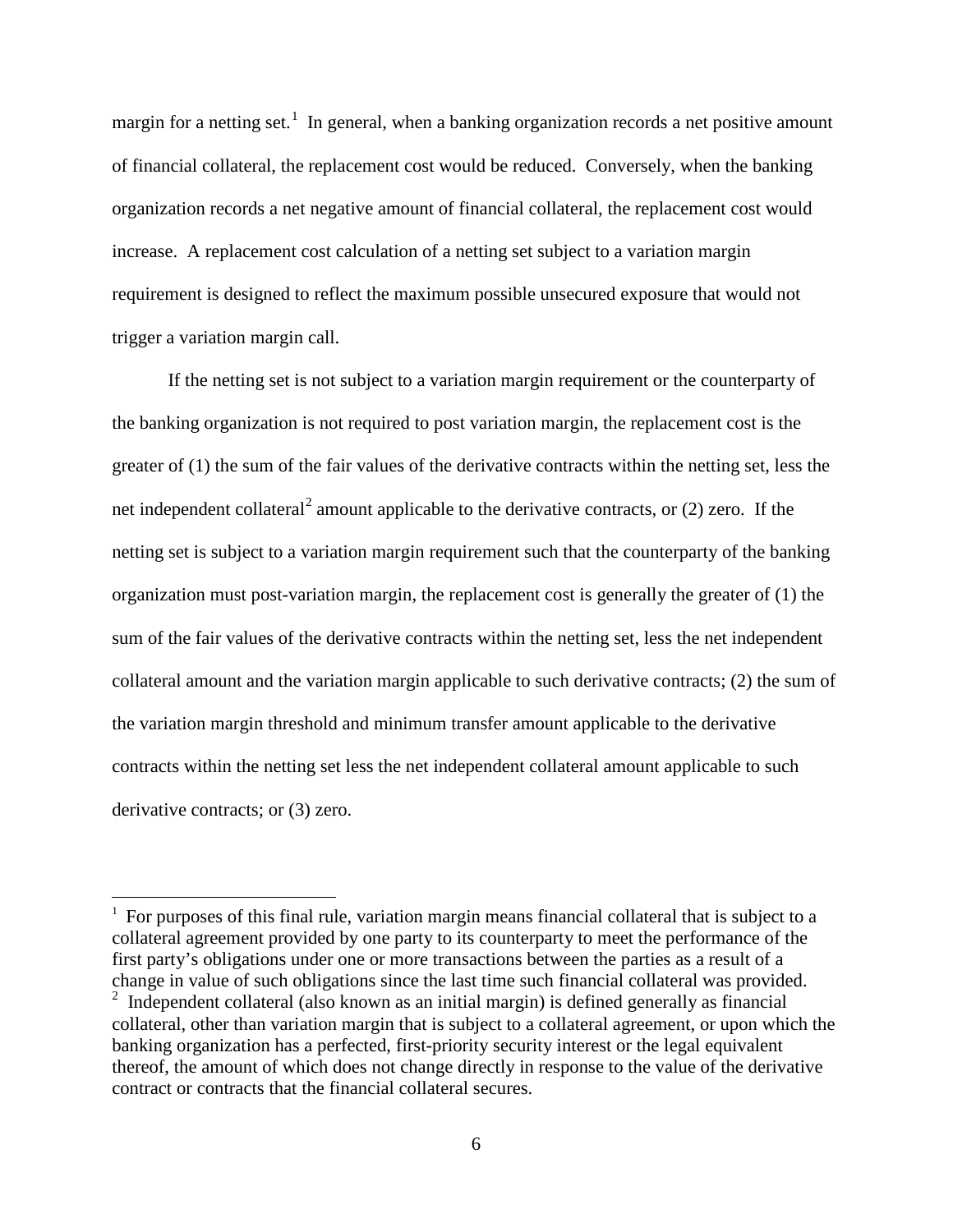margin for a netting set.[1] In general, when a banking organization records a net positive amount of financial collateral, the replacement cost would be reduced. Conversely, when the banking organization records a net negative amount of financial collateral, the replacement cost would increase. A replacement cost calculation of a netting set subject to a variation margin requirement is designed to reflect the maximum possible unsecured exposure that would not trigger a variation margin call.

If the netting set is not subject to a variation margin requirement or the counterparty of the banking organization is not required to post variation margin, the replacement cost is the greater of (1) the sum of the fair values of the derivative contracts within the netting set, less the net independent collateral[2] amount applicable to the derivative contracts, or (2) zero. If the netting set is subject to a variation margin requirement such that the counterparty of the banking organization must post-variation margin, the replacement cost is generally the greater of (1) the sum of the fair values of the derivative contracts within the netting set, less the net independent collateral amount and the variation margin applicable to such derivative contracts; (2) the sum of the variation margin threshold and minimum transfer amount applicable to the derivative contracts within the netting set less the net independent collateral amount applicable to such derivative contracts; or (3) zero.

---

[1] For purposes of this final rule, variation margin means financial collateral that is subject to a collateral agreement provided by one party to its counterparty to meet the performance of the first party's obligations under one or more transactions between the parties as a result of a change in value of such obligations since the last time such financial collateral was provided.

[2] Independent collateral (also known as an initial margin) is defined generally as financial collateral, other than variation margin that is subject to a collateral agreement, or upon which the banking organization has a perfected, first-priority security interest or the legal equivalent thereof, the amount of which does not change directly in response to the value of the derivative contract or contracts that the financial collateral secures.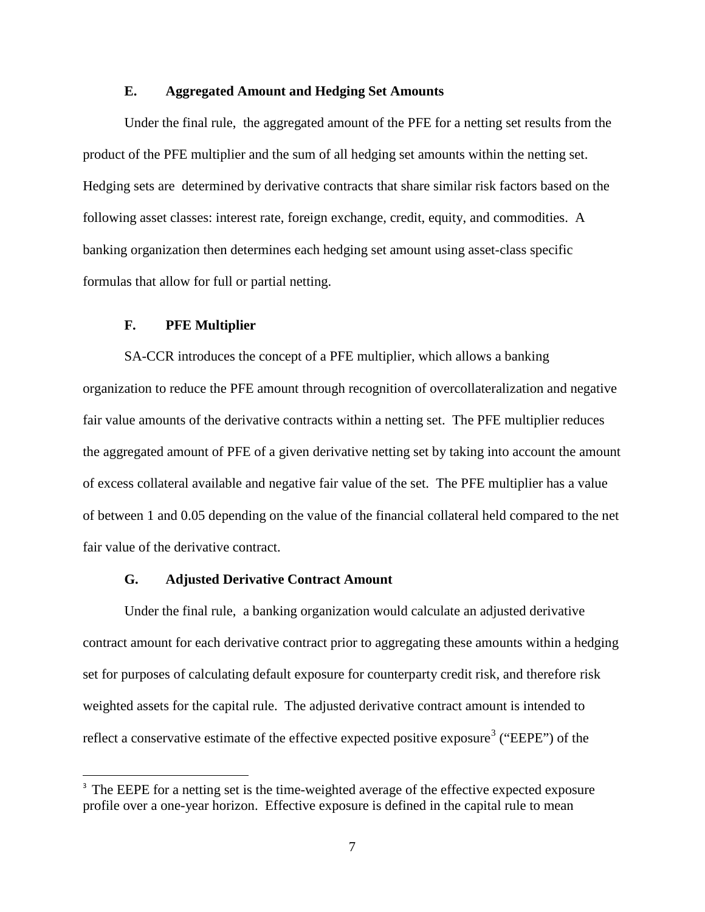### E. Aggregated Amount and Hedging Set Amounts

Under the final rule, the aggregated amount of the PFE for a netting set results from the product of the PFE multiplier and the sum of all hedging set amounts within the netting set. Hedging sets are determined by derivative contracts that share similar risk factors based on the following asset classes: interest rate, foreign exchange, credit, equity, and commodities. A banking organization then determines each hedging set amount using asset-class specific formulas that allow for full or partial netting.

### F. PFE Multiplier

SA-CCR introduces the concept of a PFE multiplier, which allows a banking organization to reduce the PFE amount through recognition of overcollateralization and negative fair value amounts of the derivative contracts within a netting set. The PFE multiplier reduces the aggregated amount of PFE of a given derivative netting set by taking into account the amount of excess collateral available and negative fair value of the set. The PFE multiplier has a value of between 1 and 0.05 depending on the value of the financial collateral held compared to the net fair value of the derivative contract.

### G. Adjusted Derivative Contract Amount

Under the final rule, a banking organization would calculate an adjusted derivative contract amount for each derivative contract prior to aggregating these amounts within a hedging set for purposes of calculating default exposure for counterparty credit risk, and therefore risk weighted assets for the capital rule. The adjusted derivative contract amount is intended to reflect a conservative estimate of the effective expected positive exposure[3] ("EEPE") of the

---

[3] The EEPE for a netting set is the time-weighted average of the effective expected exposure profile over a one-year horizon. Effective exposure is defined in the capital rule to mean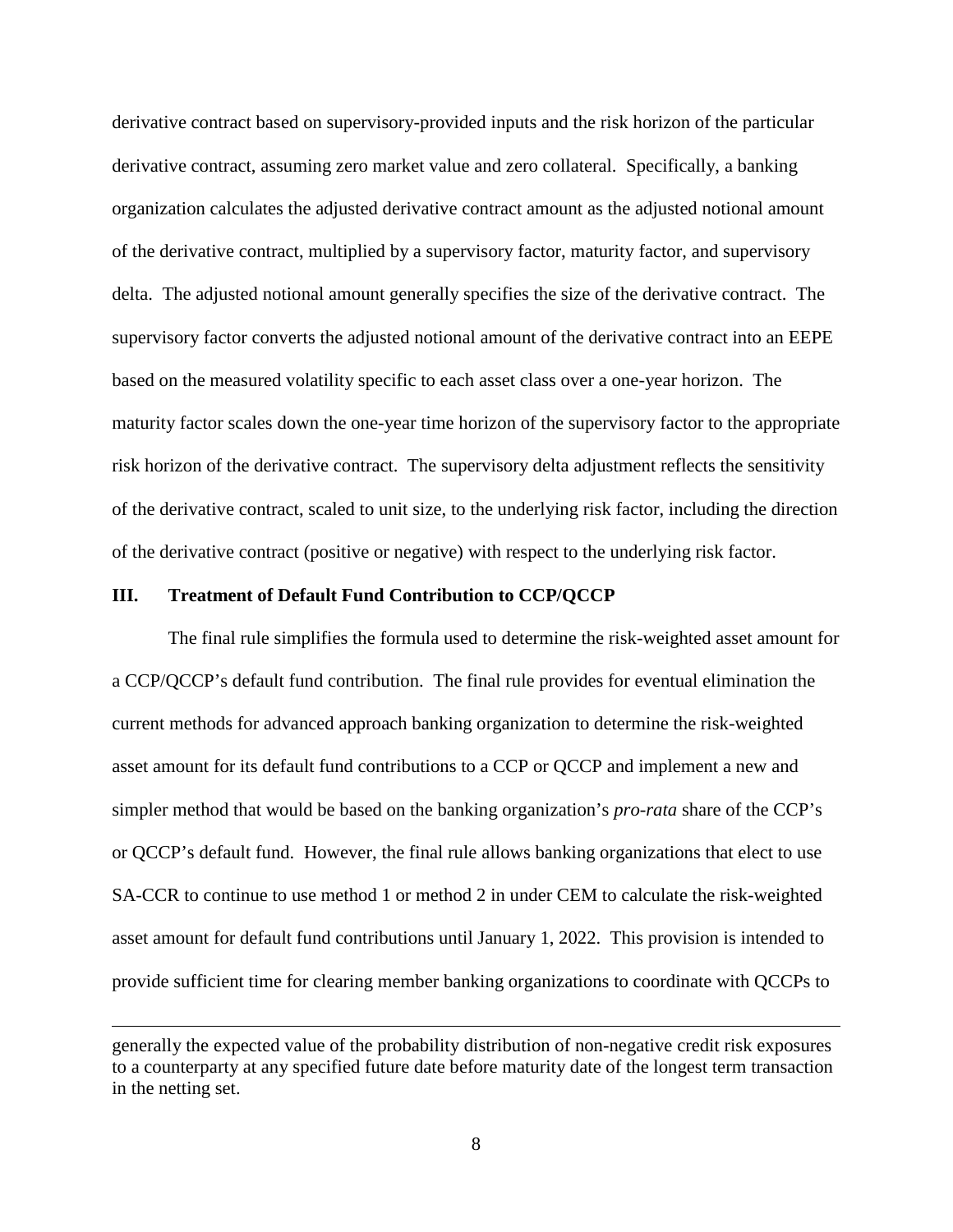derivative contract based on supervisory-provided inputs and the risk horizon of the particular derivative contract, assuming zero market value and zero collateral. Specifically, a banking organization calculates the adjusted derivative contract amount as the adjusted notional amount of the derivative contract, multiplied by a supervisory factor, maturity factor, and supervisory delta. The adjusted notional amount generally specifies the size of the derivative contract. The supervisory factor converts the adjusted notional amount of the derivative contract into an EEPE based on the measured volatility specific to each asset class over a one-year horizon. The maturity factor scales down the one-year time horizon of the supervisory factor to the appropriate risk horizon of the derivative contract. The supervisory delta adjustment reflects the sensitivity of the derivative contract, scaled to unit size, to the underlying risk factor, including the direction of the derivative contract (positive or negative) with respect to the underlying risk factor.

## III. Treatment of Default Fund Contribution to CCP/QCCP

The final rule simplifies the formula used to determine the risk-weighted asset amount for a CCP/QCCP's default fund contribution. The final rule provides for eventual elimination the current methods for advanced approach banking organization to determine the risk-weighted asset amount for its default fund contributions to a CCP or QCCP and implement a new and simpler method that would be based on the banking organization's *pro-rata* share of the CCP's or QCCP's default fund. However, the final rule allows banking organizations that elect to use SA-CCR to continue to use method 1 or method 2 in under CEM to calculate the risk-weighted asset amount for default fund contributions until January 1, 2022. This provision is intended to provide sufficient time for clearing member banking organizations to coordinate with QCCPs to

---

generally the expected value of the probability distribution of non-negative credit risk exposures to a counterparty at any specified future date before maturity date of the longest term transaction in the netting set.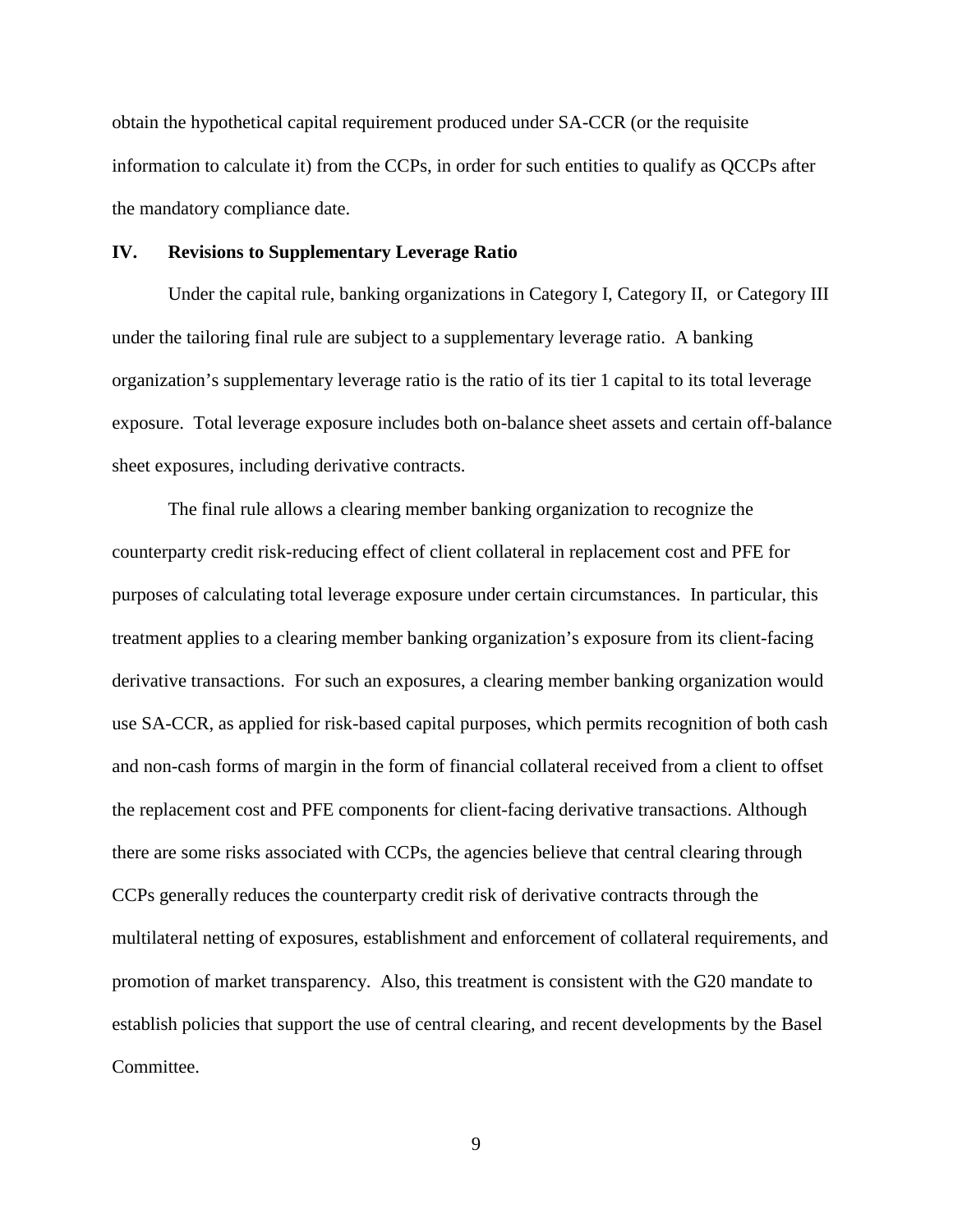obtain the hypothetical capital requirement produced under SA-CCR (or the requisite information to calculate it) from the CCPs, in order for such entities to qualify as QCCPs after the mandatory compliance date.

## IV. Revisions to Supplementary Leverage Ratio

Under the capital rule, banking organizations in Category I, Category II, or Category III under the tailoring final rule are subject to a supplementary leverage ratio. A banking organization's supplementary leverage ratio is the ratio of its tier 1 capital to its total leverage exposure. Total leverage exposure includes both on-balance sheet assets and certain off-balance sheet exposures, including derivative contracts.

The final rule allows a clearing member banking organization to recognize the counterparty credit risk-reducing effect of client collateral in replacement cost and PFE for purposes of calculating total leverage exposure under certain circumstances. In particular, this treatment applies to a clearing member banking organization's exposure from its client-facing derivative transactions. For such an exposures, a clearing member banking organization would use SA-CCR, as applied for risk-based capital purposes, which permits recognition of both cash and non-cash forms of margin in the form of financial collateral received from a client to offset the replacement cost and PFE components for client-facing derivative transactions. Although there are some risks associated with CCPs, the agencies believe that central clearing through CCPs generally reduces the counterparty credit risk of derivative contracts through the multilateral netting of exposures, establishment and enforcement of collateral requirements, and promotion of market transparency. Also, this treatment is consistent with the G20 mandate to establish policies that support the use of central clearing, and recent developments by the Basel Committee.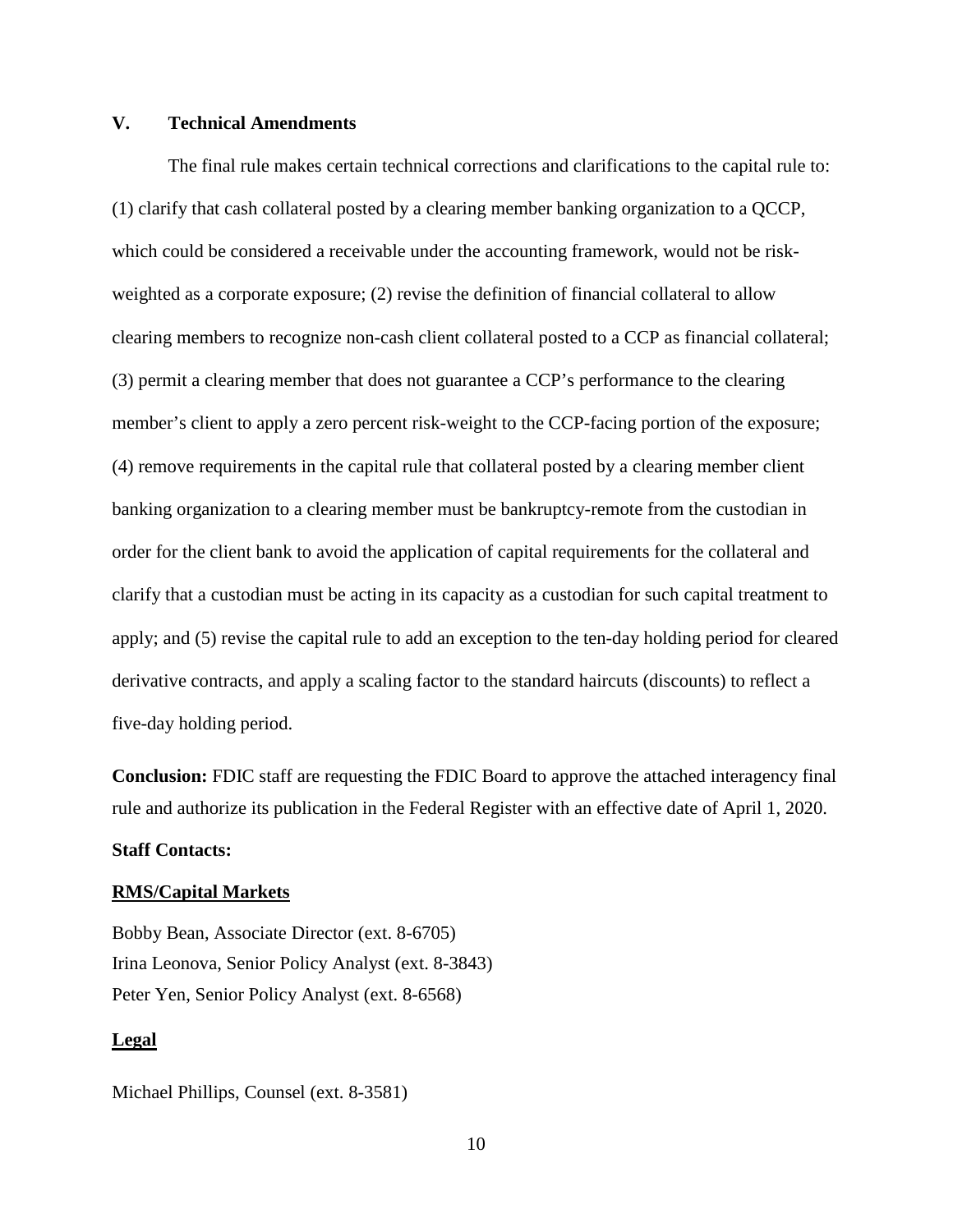## V. Technical Amendments

The final rule makes certain technical corrections and clarifications to the capital rule to: (1) clarify that cash collateral posted by a clearing member banking organization to a QCCP, which could be considered a receivable under the accounting framework, would not be risk-weighted as a corporate exposure; (2) revise the definition of financial collateral to allow clearing members to recognize non-cash client collateral posted to a CCP as financial collateral; (3) permit a clearing member that does not guarantee a CCP's performance to the clearing member's client to apply a zero percent risk-weight to the CCP-facing portion of the exposure; (4) remove requirements in the capital rule that collateral posted by a clearing member client banking organization to a clearing member must be bankruptcy-remote from the custodian in order for the client bank to avoid the application of capital requirements for the collateral and clarify that a custodian must be acting in its capacity as a custodian for such capital treatment to apply; and (5) revise the capital rule to add an exception to the ten-day holding period for cleared derivative contracts, and apply a scaling factor to the standard haircuts (discounts) to reflect a five-day holding period.

**Conclusion:** FDIC staff are requesting the FDIC Board to approve the attached interagency final rule and authorize its publication in the Federal Register with an effective date of April 1, 2020.

**Staff Contacts:**

**RMS/Capital Markets**

Bobby Bean, Associate Director (ext. 8-6705)
Irina Leonova, Senior Policy Analyst (ext. 8-3843)
Peter Yen, Senior Policy Analyst (ext. 8-6568)

**Legal**

Michael Phillips, Counsel (ext. 8-3581)